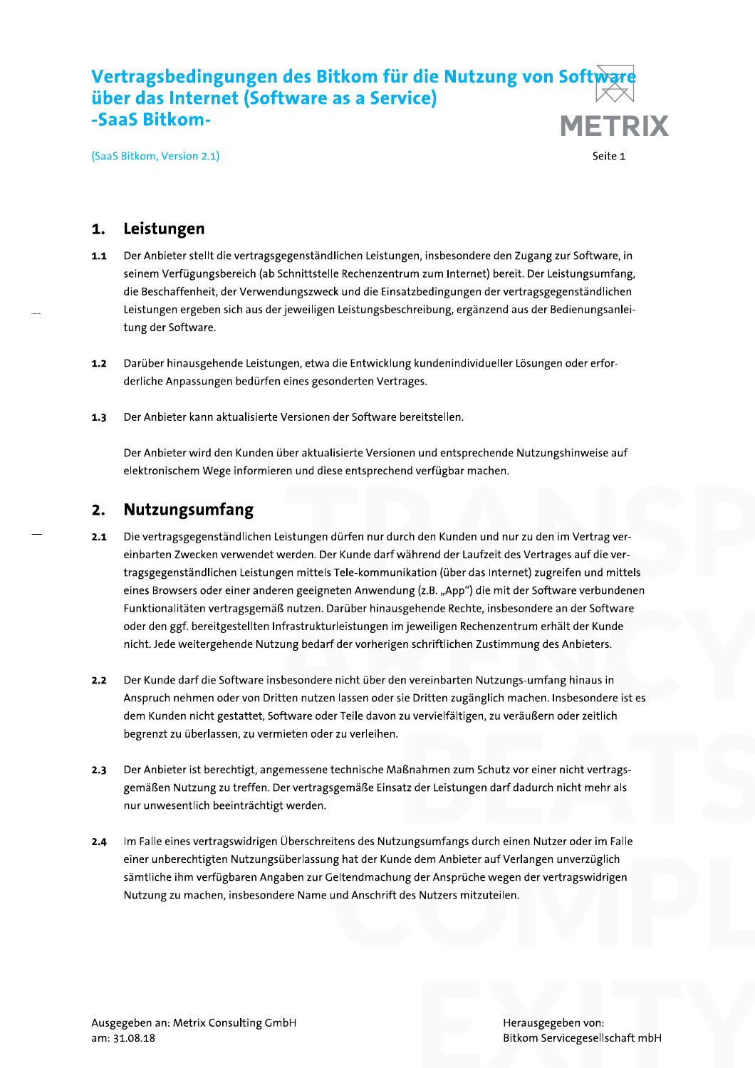# Vertragsbedingungen des Bitkom für die Nutzung von Software über das Internet (Software as a Service) -SaaS Bitkom-

(SaaS Bitkom, Version 2.1)

## 1. Leistungen

**1.1** Der Anbieter stellt die vertragsgegenständlichen Leistungen, insbesondere den Zugang zur Software, in seinem Verfügungsbereich (ab Schnittstelle Rechenzentrum zum Internet) bereit. Der Leistungsumfang, die Beschaffenheit, der Verwendungszweck und die Einsatzbedingungen der vertragsgegenständlichen Leistungen ergeben sich aus der jeweiligen Leistungsbeschreibung, ergänzend aus der Bedienungsanleitung der Software.

**1.2** Darüber hinausgehende Leistungen, etwa die Entwicklung kundenindividueller Lösungen oder erforderliche Anpassungen bedürfen eines gesonderten Vertrages.

**1.3** Der Anbieter kann aktualisierte Versionen der Software bereitstellen.

Der Anbieter wird den Kunden über aktualisierte Versionen und entsprechende Nutzungshinweise auf elektronischem Wege informieren und diese entsprechend verfügbar machen.

## 2. Nutzungsumfang

**2.1** Die vertragsgegenständlichen Leistungen dürfen nur durch den Kunden und nur zu den im Vertrag vereinbarten Zwecken verwendet werden. Der Kunde darf während der Laufzeit des Vertrages auf die vertragsgegenständlichen Leistungen mittels Tele-kommunikation (über das Internet) zugreifen und mittels eines Browsers oder einer anderen geeigneten Anwendung (z.B. „App“) die mit der Software verbundenen Funktionalitäten vertragsgemäß nutzen. Darüber hinausgehende Rechte, insbesondere an der Software oder den ggf. bereitgestellten Infrastrukturleistungen im jeweiligen Rechenzentrum erhält der Kunde nicht. Jede weitergehende Nutzung bedarf der vorherigen schriftlichen Zustimmung des Anbieters.

**2.2** Der Kunde darf die Software insbesondere nicht über den vereinbarten Nutzungs-umfang hinaus in Anspruch nehmen oder von Dritten nutzen lassen oder sie Dritten zugänglich machen. Insbesondere ist es dem Kunden nicht gestattet, Software oder Teile davon zu vervielfältigen, zu veräußern oder zeitlich begrenzt zu überlassen, zu vermieten oder zu verleihen.

**2.3** Der Anbieter ist berechtigt, angemessene technische Maßnahmen zum Schutz vor einer nicht vertragsgemäßen Nutzung zu treffen. Der vertragsgemäße Einsatz der Leistungen darf dadurch nicht mehr als nur unwesentlich beeinträchtigt werden.

**2.4** Im Falle eines vertragswidrigen Überschreitens des Nutzungsumfangs durch einen Nutzer oder im Falle einer unberechtigten Nutzungsüberlassung hat der Kunde dem Anbieter auf Verlangen unverzüglich sämtliche ihm verfügbaren Angaben zur Geltendmachung der Ansprüche wegen der vertragswidrigen Nutzung zu machen, insbesondere Name und Anschrift des Nutzers mitzuteilen.

Ausgegeben an: Metrix Consulting GmbH
am: 31.08.18

Herausgegeben von:
Bitkom Servicegesellschaft mbH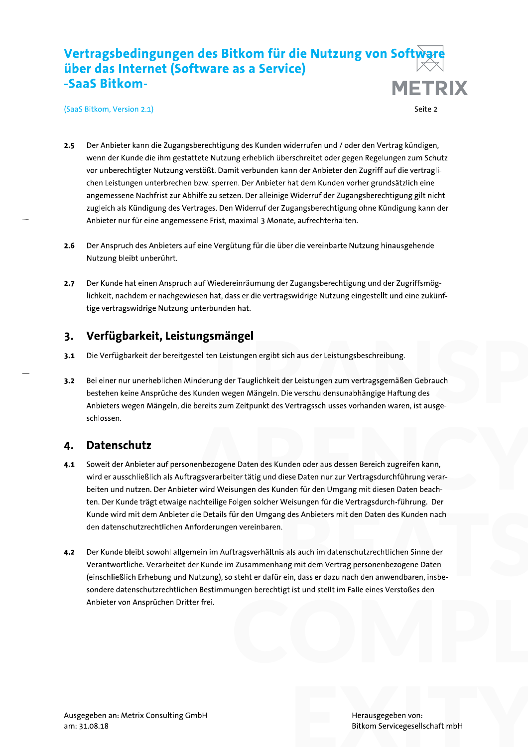**2.5** Der Anbieter kann die Zugangsberechtigung des Kunden widerrufen und / oder den Vertrag kündigen, wenn der Kunde die ihm gestattete Nutzung erheblich überschreitet oder gegen Regelungen zum Schutz vor unberechtigter Nutzung verstößt. Damit verbunden kann der Anbieter den Zugriff auf die vertraglichen Leistungen unterbrechen bzw. sperren. Der Anbieter hat dem Kunden vorher grundsätzlich eine angemessene Nachfrist zur Abhilfe zu setzen. Der alleinige Widerruf der Zugangsberechtigung gilt nicht zugleich als Kündigung des Vertrages. Den Widerruf der Zugangsberechtigung ohne Kündigung kann der Anbieter nur für eine angemessene Frist, maximal 3 Monate, aufrechterhalten.

**2.6** Der Anspruch des Anbieters auf eine Vergütung für die über die vereinbarte Nutzung hinausgehende Nutzung bleibt unberührt.

**2.7** Der Kunde hat einen Anspruch auf Wiedereinräumung der Zugangsberechtigung und der Zugriffsmöglichkeit, nachdem er nachgewiesen hat, dass er die vertragswidrige Nutzung eingestellt und eine zukünftige vertragswidrige Nutzung unterbunden hat.

## 3. Verfügbarkeit, Leistungsmängel

**3.1** Die Verfügbarkeit der bereitgestellten Leistungen ergibt sich aus der Leistungsbeschreibung.

**3.2** Bei einer nur unerheblichen Minderung der Tauglichkeit der Leistungen zum vertragsgemäßen Gebrauch bestehen keine Ansprüche des Kunden wegen Mängeln. Die verschuldensunabhängige Haftung des Anbieters wegen Mängeln, die bereits zum Zeitpunkt des Vertragsschlusses vorhanden waren, ist ausgeschlossen.

## 4. Datenschutz

**4.1** Soweit der Anbieter auf personenbezogene Daten des Kunden oder aus dessen Bereich zugreifen kann, wird er ausschließlich als Auftragsverarbeiter tätig und diese Daten nur zur Vertragsdurchführung verarbeiten und nutzen. Der Anbieter wird Weisungen des Kunden für den Umgang mit diesen Daten beachten. Der Kunde trägt etwaige nachteilige Folgen solcher Weisungen für die Vertragsdurch-führung. Der Kunde wird mit dem Anbieter die Details für den Umgang des Anbieters mit den Daten des Kunden nach den datenschutzrechtlichen Anforderungen vereinbaren.

**4.2** Der Kunde bleibt sowohl allgemein im Auftragsverhältnis als auch im datenschutzrechtlichen Sinne der Verantwortliche. Verarbeitet der Kunde im Zusammenhang mit dem Vertrag personenbezogene Daten (einschließlich Erhebung und Nutzung), so steht er dafür ein, dass er dazu nach den anwendbaren, insbesondere datenschutzrechtlichen Bestimmungen berechtigt ist und stellt im Falle eines Verstoßes den Anbieter von Ansprüchen Dritter frei.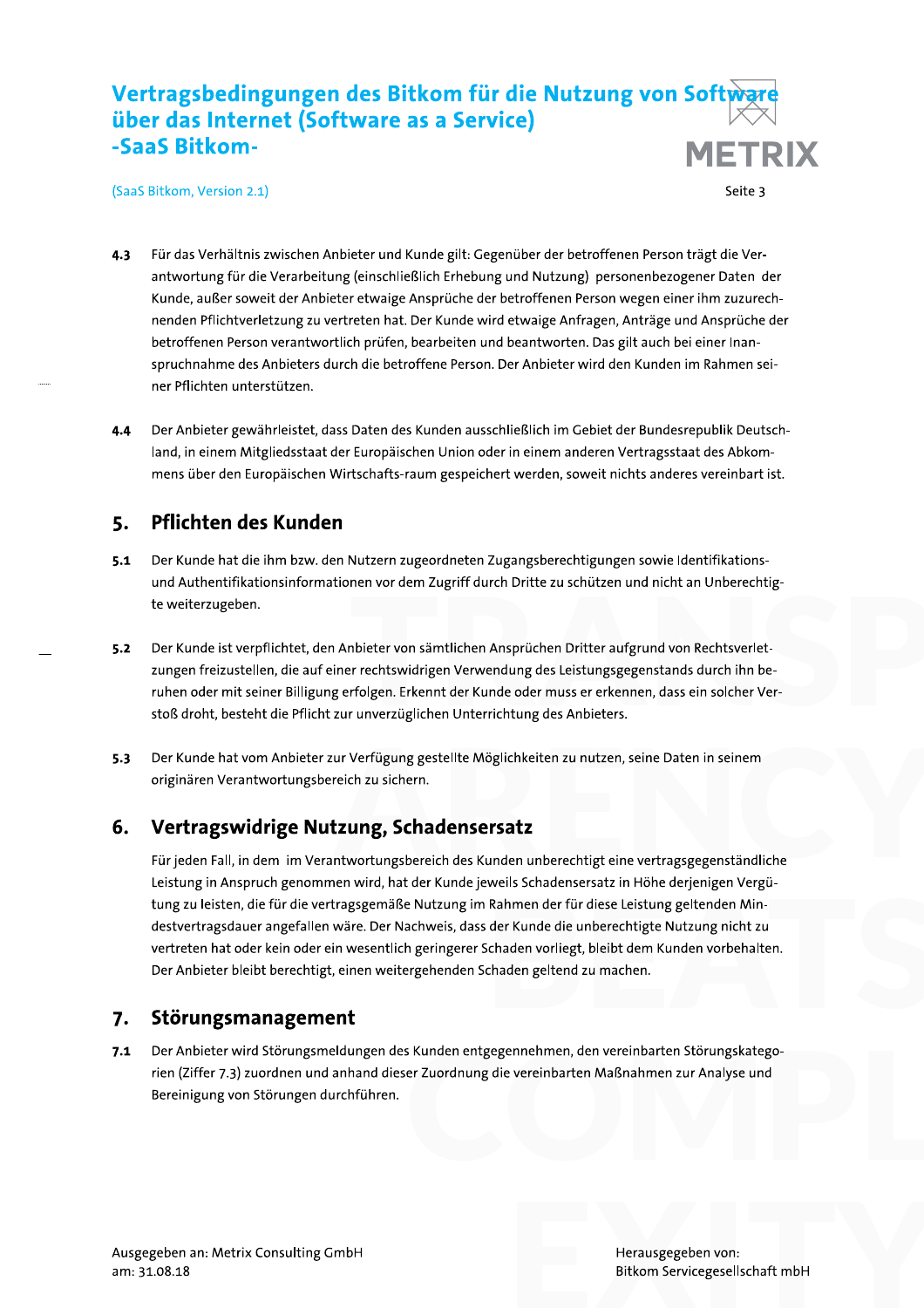**4.3** Für das Verhältnis zwischen Anbieter und Kunde gilt: Gegenüber der betroffenen Person trägt die Verantwortung für die Verarbeitung (einschließlich Erhebung und Nutzung) personenbezogener Daten der Kunde, außer soweit der Anbieter etwaige Ansprüche der betroffenen Person wegen einer ihm zuzurechnenden Pflichtverletzung zu vertreten hat. Der Kunde wird etwaige Anfragen, Anträge und Ansprüche der betroffenen Person verantwortlich prüfen, bearbeiten und beantworten. Das gilt auch bei einer Inanspruchnahme des Anbieters durch die betroffene Person. Der Anbieter wird den Kunden im Rahmen seiner Pflichten unterstützen.

**4.4** Der Anbieter gewährleistet, dass Daten des Kunden ausschließlich im Gebiet der Bundesrepublik Deutschland, in einem Mitgliedsstaat der Europäischen Union oder in einem anderen Vertragsstaat des Abkommens über den Europäischen Wirtschafts-raum gespeichert werden, soweit nichts anderes vereinbart ist.

## 5. Pflichten des Kunden

**5.1** Der Kunde hat die ihm bzw. den Nutzern zugeordneten Zugangsberechtigungen sowie Identifikations- und Authentifikationsinformationen vor dem Zugriff durch Dritte zu schützen und nicht an Unberechtigte weiterzugeben.

**5.2** Der Kunde ist verpflichtet, den Anbieter von sämtlichen Ansprüchen Dritter aufgrund von Rechtsverletzungen freizustellen, die auf einer rechtswidrigen Verwendung des Leistungsgegenstands durch ihn beruhen oder mit seiner Billigung erfolgen. Erkennt der Kunde oder muss er erkennen, dass ein solcher Verstoß droht, besteht die Pflicht zur unverzüglichen Unterrichtung des Anbieters.

**5.3** Der Kunde hat vom Anbieter zur Verfügung gestellte Möglichkeiten zu nutzen, seine Daten in seinem originären Verantwortungsbereich zu sichern.

## 6. Vertragswidrige Nutzung, Schadensersatz

Für jeden Fall, in dem im Verantwortungsbereich des Kunden unberechtigt eine vertragsgegenständliche Leistung in Anspruch genommen wird, hat der Kunde jeweils Schadensersatz in Höhe derjenigen Vergütung zu leisten, die für die vertragsgemäße Nutzung im Rahmen der für diese Leistung geltenden Mindestvertragsdauer angefallen wäre. Der Nachweis, dass der Kunde die unberechtigte Nutzung nicht zu vertreten hat oder kein oder ein wesentlich geringerer Schaden vorliegt, bleibt dem Kunden vorbehalten. Der Anbieter bleibt berechtigt, einen weitergehenden Schaden geltend zu machen.

## 7. Störungsmanagement

**7.1** Der Anbieter wird Störungsmeldungen des Kunden entgegennehmen, den vereinbarten Störungskategorien (Ziffer 7.3) zuordnen und anhand dieser Zuordnung die vereinbarten Maßnahmen zur Analyse und Bereinigung von Störungen durchführen.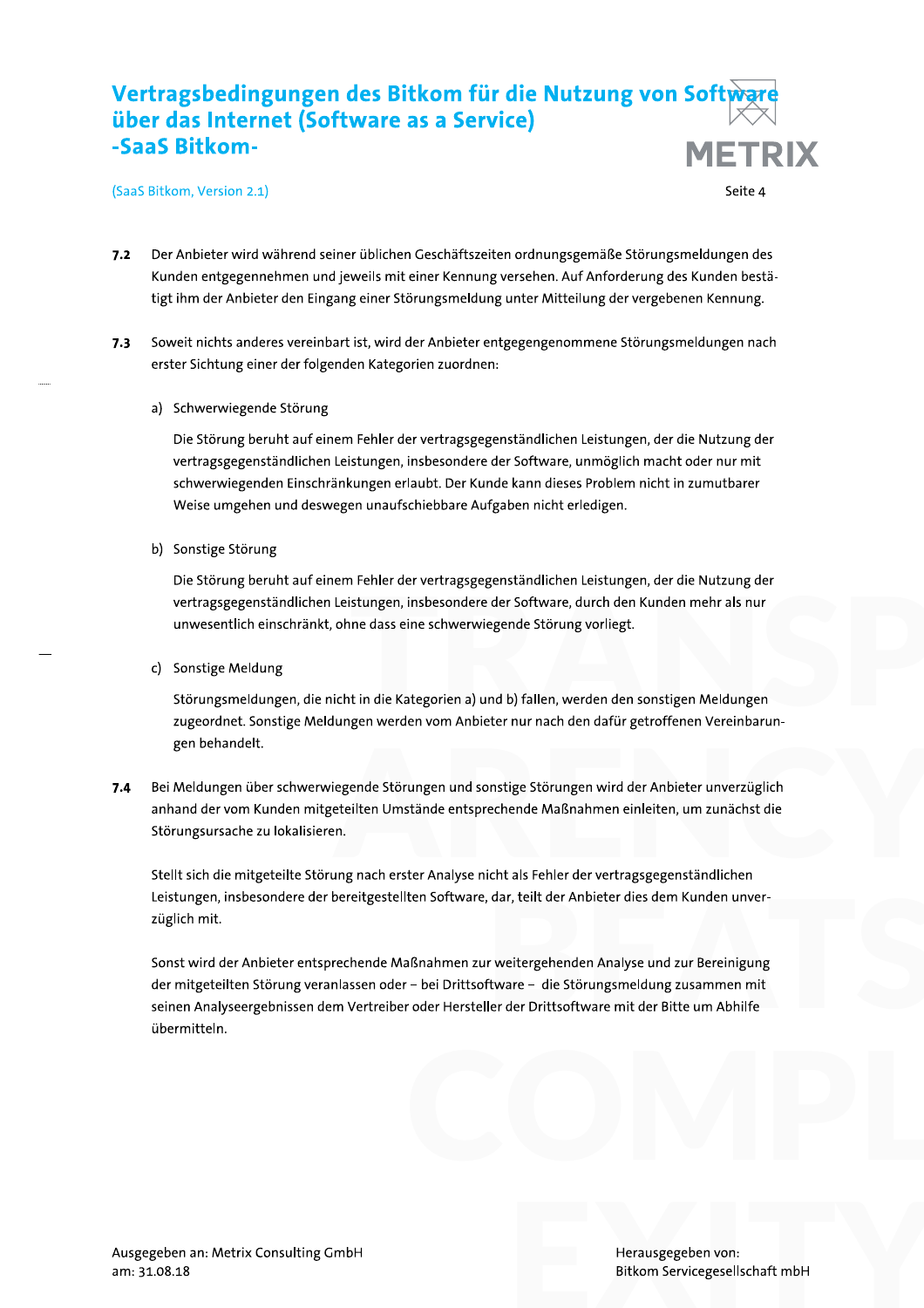**7.2** Der Anbieter wird während seiner üblichen Geschäftszeiten ordnungsgemäße Störungsmeldungen des Kunden entgegennehmen und jeweils mit einer Kennung versehen. Auf Anforderung des Kunden bestätigt ihm der Anbieter den Eingang einer Störungsmeldung unter Mitteilung der vergebenen Kennung.

**7.3** Soweit nichts anderes vereinbart ist, wird der Anbieter entgegengenommene Störungsmeldungen nach erster Sichtung einer der folgenden Kategorien zuordnen:

a) Schwerwiegende Störung

Die Störung beruht auf einem Fehler der vertragsgegenständlichen Leistungen, der die Nutzung der vertragsgegenständlichen Leistungen, insbesondere der Software, unmöglich macht oder nur mit schwerwiegenden Einschränkungen erlaubt. Der Kunde kann dieses Problem nicht in zumutbarer Weise umgehen und deswegen unaufschiebbare Aufgaben nicht erledigen.

b) Sonstige Störung

Die Störung beruht auf einem Fehler der vertragsgegenständlichen Leistungen, der die Nutzung der vertragsgegenständlichen Leistungen, insbesondere der Software, durch den Kunden mehr als nur unwesentlich einschränkt, ohne dass eine schwerwiegende Störung vorliegt.

c) Sonstige Meldung

Störungsmeldungen, die nicht in die Kategorien a) und b) fallen, werden den sonstigen Meldungen zugeordnet. Sonstige Meldungen werden vom Anbieter nur nach den dafür getroffenen Vereinbarungen behandelt.

**7.4** Bei Meldungen über schwerwiegende Störungen und sonstige Störungen wird der Anbieter unverzüglich anhand der vom Kunden mitgeteilten Umstände entsprechende Maßnahmen einleiten, um zunächst die Störungsursache zu lokalisieren.

Stellt sich die mitgeteilte Störung nach erster Analyse nicht als Fehler der vertragsgegenständlichen Leistungen, insbesondere der bereitgestellten Software, dar, teilt der Anbieter dies dem Kunden unverzüglich mit.

Sonst wird der Anbieter entsprechende Maßnahmen zur weitergehenden Analyse und zur Bereinigung der mitgeteilten Störung veranlassen oder – bei Drittsoftware – die Störungsmeldung zusammen mit seinen Analyseergebnissen dem Vertreiber oder Hersteller der Drittsoftware mit der Bitte um Abhilfe übermitteln.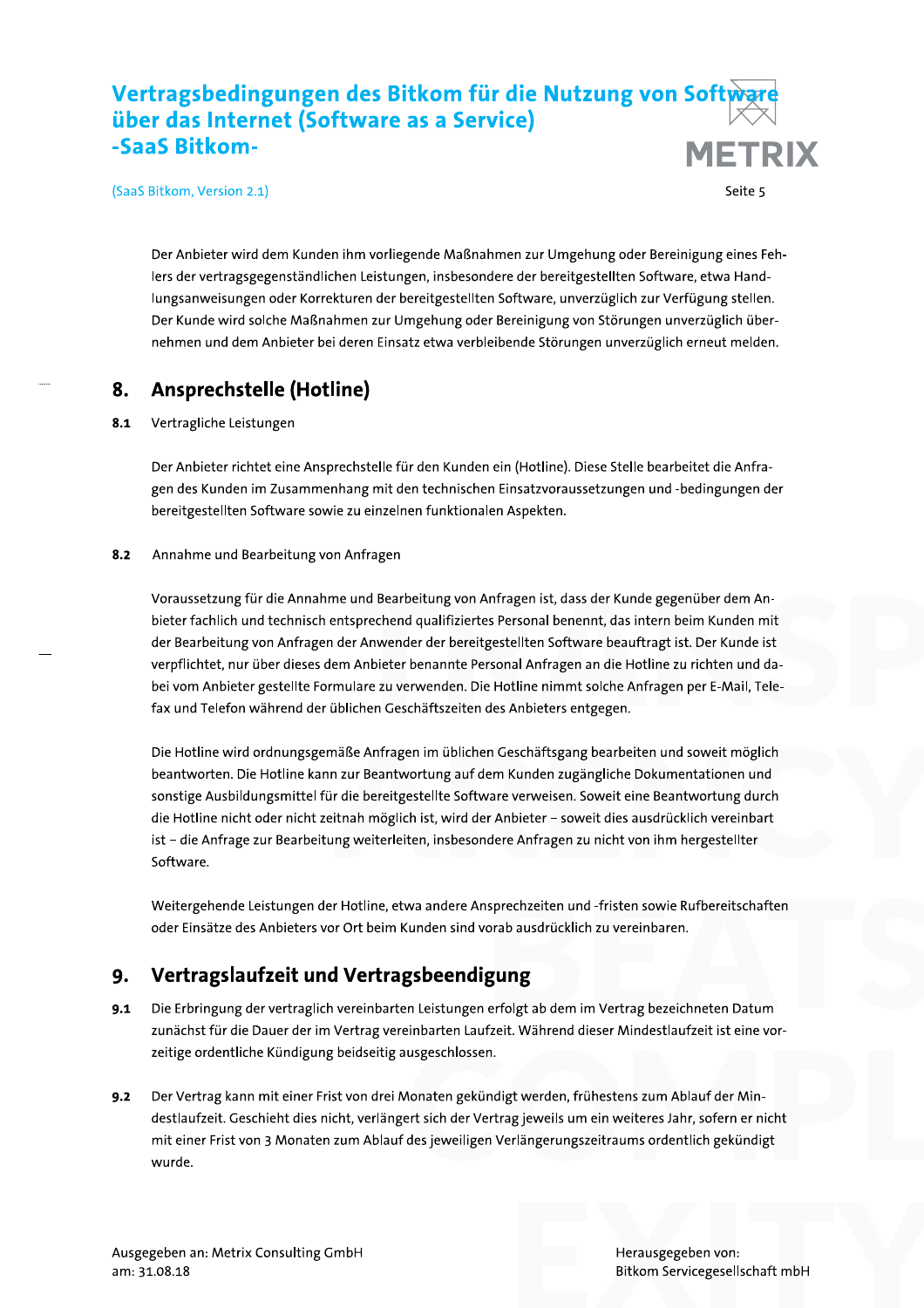Der Anbieter wird dem Kunden ihm vorliegende Maßnahmen zur Umgehung oder Bereinigung eines Fehlers der vertragsgegenständlichen Leistungen, insbesondere der bereitgestellten Software, etwa Handlungsanweisungen oder Korrekturen der bereitgestellten Software, unverzüglich zur Verfügung stellen. Der Kunde wird solche Maßnahmen zur Umgehung oder Bereinigung von Störungen unverzüglich übernehmen und dem Anbieter bei deren Einsatz etwa verbleibende Störungen unverzüglich erneut melden.

## 8. Ansprechstelle (Hotline)

**8.1** Vertragliche Leistungen

Der Anbieter richtet eine Ansprechstelle für den Kunden ein (Hotline). Diese Stelle bearbeitet die Anfragen des Kunden im Zusammenhang mit den technischen Einsatzvoraussetzungen und -bedingungen der bereitgestellten Software sowie zu einzelnen funktionalen Aspekten.

**8.2** Annahme und Bearbeitung von Anfragen

Voraussetzung für die Annahme und Bearbeitung von Anfragen ist, dass der Kunde gegenüber dem Anbieter fachlich und technisch entsprechend qualifiziertes Personal benennt, das intern beim Kunden mit der Bearbeitung von Anfragen der Anwender der bereitgestellten Software beauftragt ist. Der Kunde ist verpflichtet, nur über dieses dem Anbieter benannte Personal Anfragen an die Hotline zu richten und dabei vom Anbieter gestellte Formulare zu verwenden. Die Hotline nimmt solche Anfragen per E-Mail, Telefax und Telefon während der üblichen Geschäftszeiten des Anbieters entgegen.

Die Hotline wird ordnungsgemäße Anfragen im üblichen Geschäftsgang bearbeiten und soweit möglich beantworten. Die Hotline kann zur Beantwortung auf dem Kunden zugängliche Dokumentationen und sonstige Ausbildungsmittel für die bereitgestellte Software verweisen. Soweit eine Beantwortung durch die Hotline nicht oder nicht zeitnah möglich ist, wird der Anbieter – soweit dies ausdrücklich vereinbart ist – die Anfrage zur Bearbeitung weiterleiten, insbesondere Anfragen zu nicht von ihm hergestellter Software.

Weitergehende Leistungen der Hotline, etwa andere Ansprechzeiten und -fristen sowie Rufbereitschaften oder Einsätze des Anbieters vor Ort beim Kunden sind vorab ausdrücklich zu vereinbaren.

## 9. Vertragslaufzeit und Vertragsbeendigung

**9.1** Die Erbringung der vertraglich vereinbarten Leistungen erfolgt ab dem im Vertrag bezeichneten Datum zunächst für die Dauer der im Vertrag vereinbarten Laufzeit. Während dieser Mindestlaufzeit ist eine vorzeitige ordentliche Kündigung beidseitig ausgeschlossen.

**9.2** Der Vertrag kann mit einer Frist von drei Monaten gekündigt werden, frühestens zum Ablauf der Mindestlaufzeit. Geschieht dies nicht, verlängert sich der Vertrag jeweils um ein weiteres Jahr, sofern er nicht mit einer Frist von 3 Monaten zum Ablauf des jeweiligen Verlängerungszeitraums ordentlich gekündigt wurde.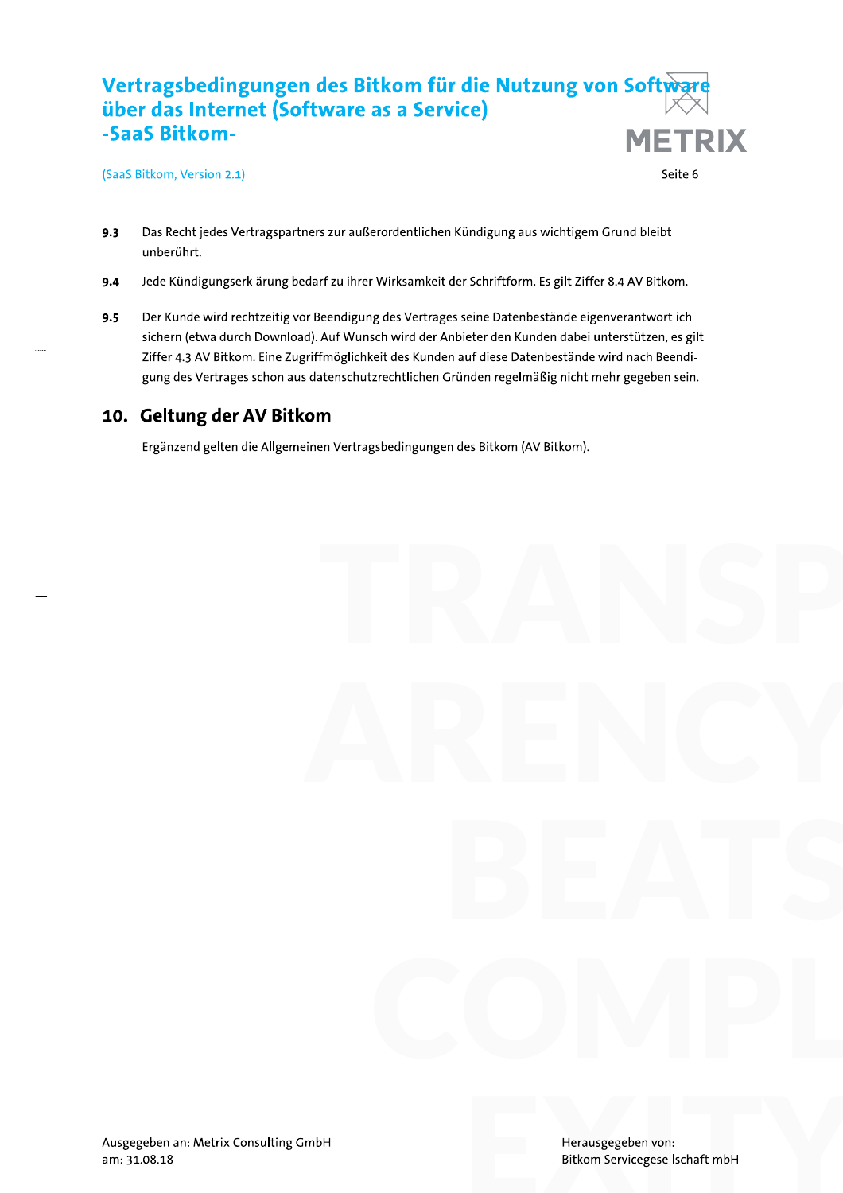**9.3** Das Recht jedes Vertragspartners zur außerordentlichen Kündigung aus wichtigem Grund bleibt unberührt.

**9.4** Jede Kündigungserklärung bedarf zu ihrer Wirksamkeit der Schriftform. Es gilt Ziffer 8.4 AV Bitkom.

**9.5** Der Kunde wird rechtzeitig vor Beendigung des Vertrages seine Datenbestände eigenverantwortlich sichern (etwa durch Download). Auf Wunsch wird der Anbieter den Kunden dabei unterstützen, es gilt Ziffer 4.3 AV Bitkom. Eine Zugriffmöglichkeit des Kunden auf diese Datenbestände wird nach Beendigung des Vertrages schon aus datenschutzrechtlichen Gründen regelmäßig nicht mehr gegeben sein.

## 10. Geltung der AV Bitkom

Ergänzend gelten die Allgemeinen Vertragsbedingungen des Bitkom (AV Bitkom).

Ausgegeben an: Metrix Consulting GmbH
am: 31.08.18

Herausgegeben von:
Bitkom Servicegesellschaft mbH